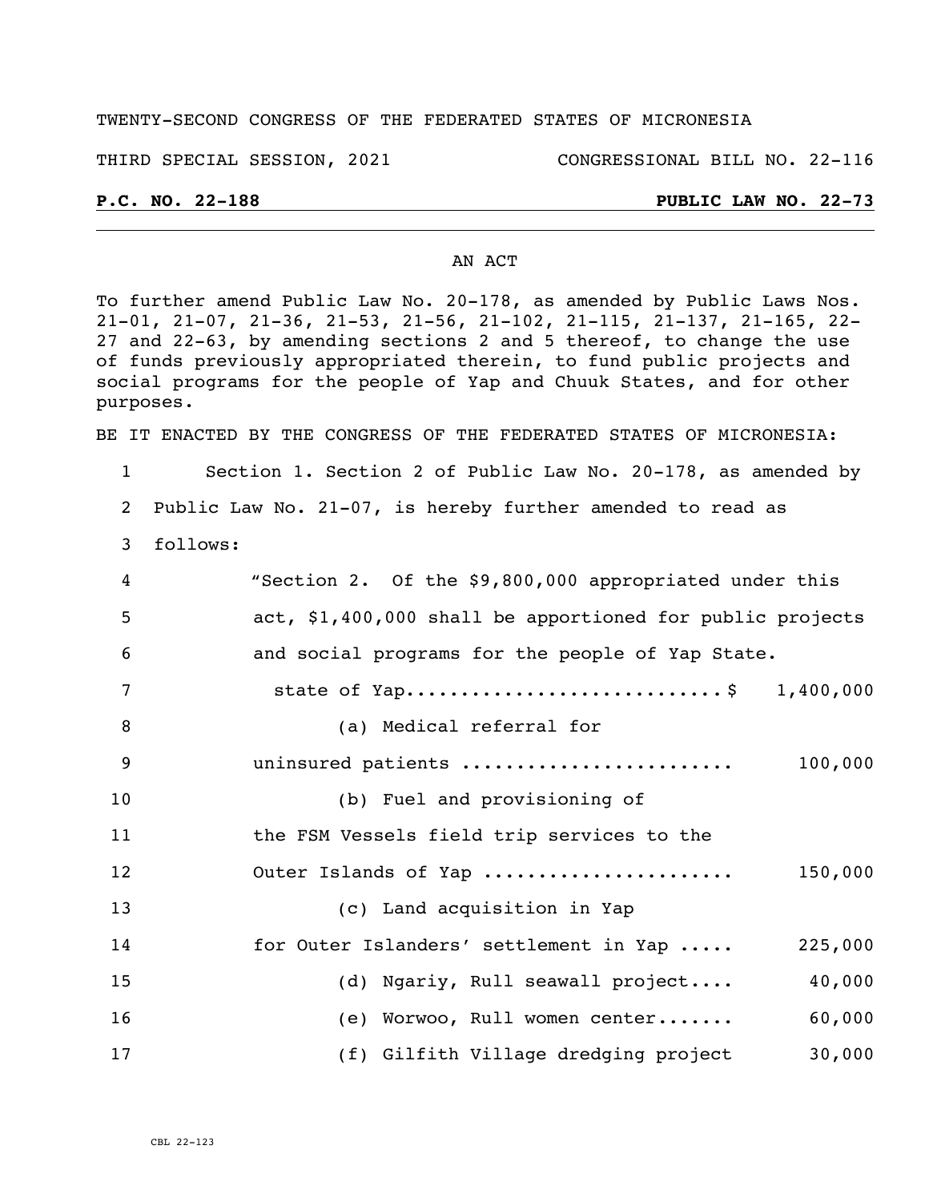TWENTY-SECOND CONGRESS OF THE FEDERATED STATES OF MICRONESIA

THIRD SPECIAL SESSION, 2021 CONGRESSIONAL BILL NO. 22-116

**P.C. NO. 22-188 PUBLIC LAW NO. 22-73**

AN ACT

To further amend Public Law No. 20-178, as amended by Public Laws Nos. 21-01, 21-07, 21-36, 21-53, 21-56, 21-102, 21-115, 21-137, 21-165, 22-27 and 22-63, by amending sections 2 and 5 thereof, to change the use of funds previously appropriated therein, to fund public projects and social programs for the people of Yap and Chuuk States, and for other purposes.

BE IT ENACTED BY THE CONGRESS OF THE FEDERATED STATES OF MICRONESIA:

1 Section 1. Section 2 of Public Law No. 20-178, as amended by
2 Public Law No. 21-07, is hereby further amended to read as
3 follows:

4 "Section 2. Of the $9,800,000 appropriated under this
5 act, $1,400,000 shall be apportioned for public projects
6 and social programs for the people of Yap State.

7 state of Yap............................$ 1,400,000

8 (a) Medical referral for
9 uninsured patients ........................ 100,000

10 (b) Fuel and provisioning of
11 the FSM Vessels field trip services to the
12 Outer Islands of Yap ...................... 150,000

13 (c) Land acquisition in Yap
14 for Outer Islanders' settlement in Yap ..... 225,000

15 (d) Ngariy, Rull seawall project.... 40,000

16 (e) Worwoo, Rull women center....... 60,000

17 (f) Gilfith Village dredging project 30,000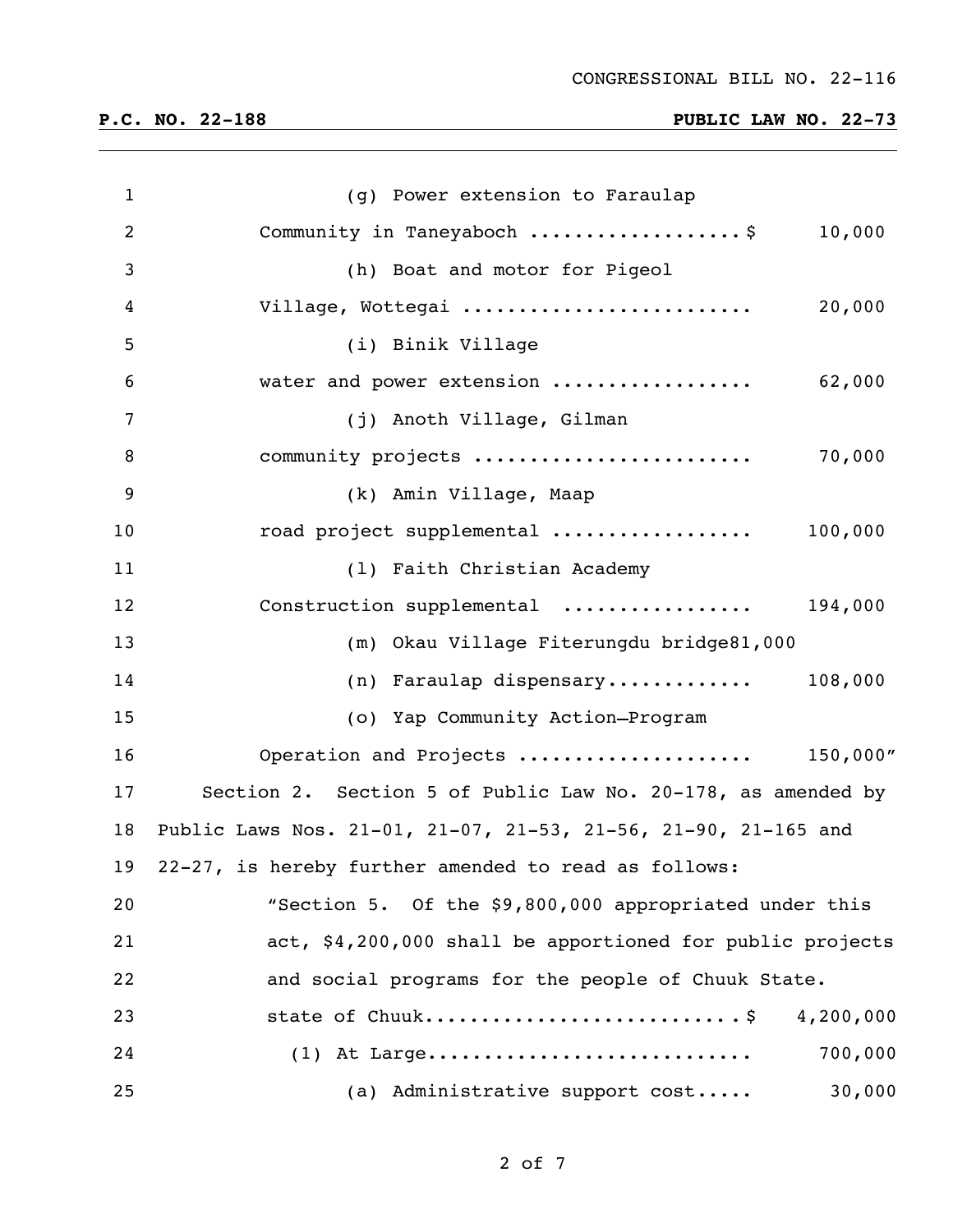(g) Power extension to Faraulap Community in Taneyaboch ..................\$ 10,000

(h) Boat and motor for Pigeol Village, Wottegai .......................... 20,000

(i) Binik Village water and power extension ................. 62,000

(j) Anoth Village, Gilman community projects ......................... 70,000

(k) Amin Village, Maap road project supplemental ................. 100,000

(l) Faith Christian Academy Construction supplemental ................ 194,000

(m) Okau Village Fiterungdu bridge81,000

(n) Faraulap dispensary............. 108,000

(o) Yap Community Action—Program Operation and Projects ..................... 150,000"

Section 2. Section 5 of Public Law No. 20-178, as amended by Public Laws Nos. 21-01, 21-07, 21-53, 21-56, 21-90, 21-165 and 22-27, is hereby further amended to read as follows:

"Section 5. Of the \$9,800,000 appropriated under this act, \$4,200,000 shall be apportioned for public projects and social programs for the people of Chuuk State.

state of Chuuk..........................\$ 4,200,000

(1) At Large............................ 700,000

(a) Administrative support cost..... 30,000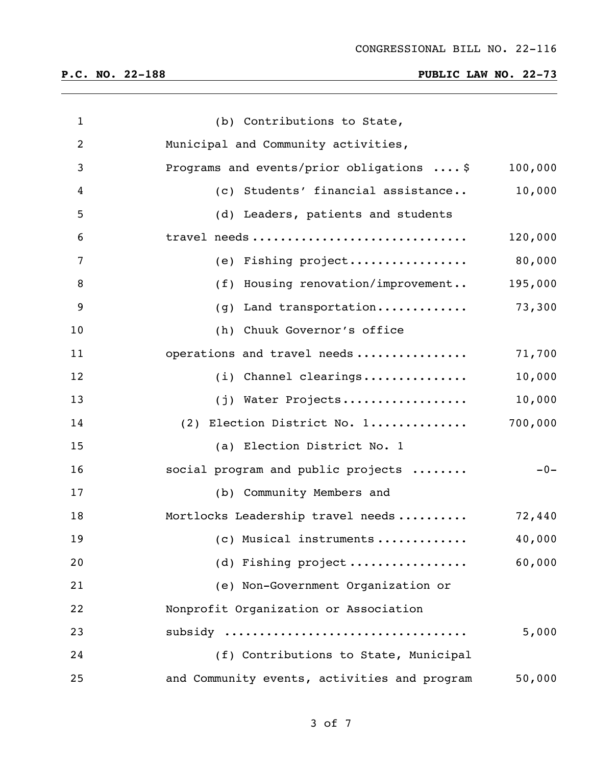(b) Contributions to State, Municipal and Community activities, Programs and events/prior obligations .... $ 100,000

(c) Students' financial assistance.. 10,000

(d) Leaders, patients and students travel needs ............................ 120,000

(e) Fishing project................. 80,000

(f) Housing renovation/improvement.. 195,000

(g) Land transportation............. 73,300

(h) Chuuk Governor's office operations and travel needs ................ 71,700

(i) Channel clearings............... 10,000

(j) Water Projects.................. 10,000

(2) Election District No. 1............. 700,000

(a) Election District No. 1 social program and public projects ........ -0-

(b) Community Members and Mortlocks Leadership travel needs .......... 72,440

(c) Musical instruments ............ 40,000

(d) Fishing project ................ 60,000

(e) Non-Government Organization or Nonprofit Organization or Association subsidy ................................ 5,000

(f) Contributions to State, Municipal and Community events, activities and program 50,000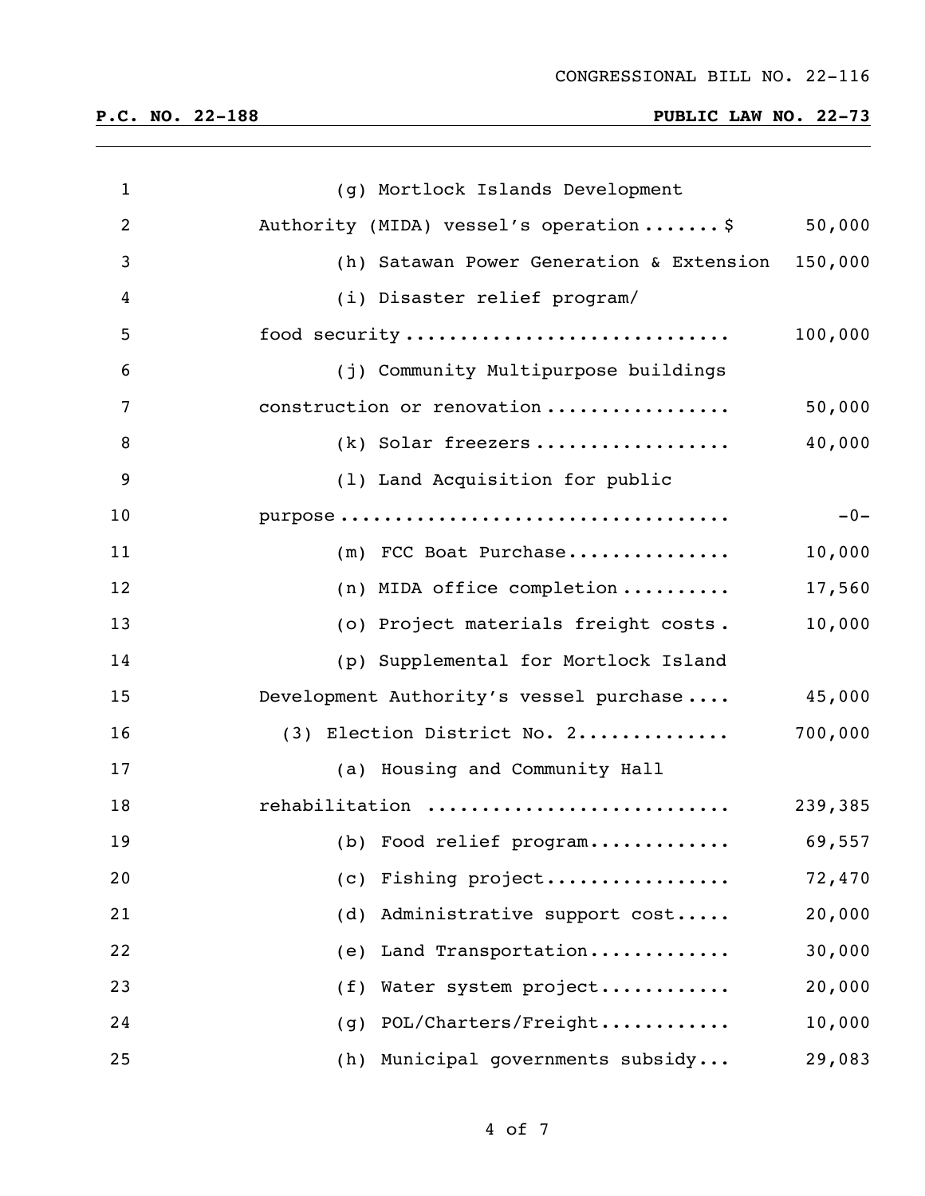(g) Mortlock Islands Development Authority (MIDA) vessel's operation ....... $ 50,000

(h) Satawan Power Generation & Extension 150,000

(i) Disaster relief program/ food security ............................ 100,000

(j) Community Multipurpose buildings construction or renovation ................ 50,000

(k) Solar freezers ................. 40,000

(l) Land Acquisition for public purpose .................................. -0-

(m) FCC Boat Purchase............... 10,000

(n) MIDA office completion .......... 17,560

(o) Project materials freight costs . 10,000

(p) Supplemental for Mortlock Island Development Authority's vessel purchase .... 45,000

(3) Election District No. 2............. 700,000

(a) Housing and Community Hall rehabilitation .......................... 239,385

(b) Food relief program............ 69,557

(c) Fishing project................ 72,470

(d) Administrative support cost..... 20,000

(e) Land Transportation............ 30,000

(f) Water system project........... 20,000

(g) POL/Charters/Freight........... 10,000

(h) Municipal governments subsidy... 29,083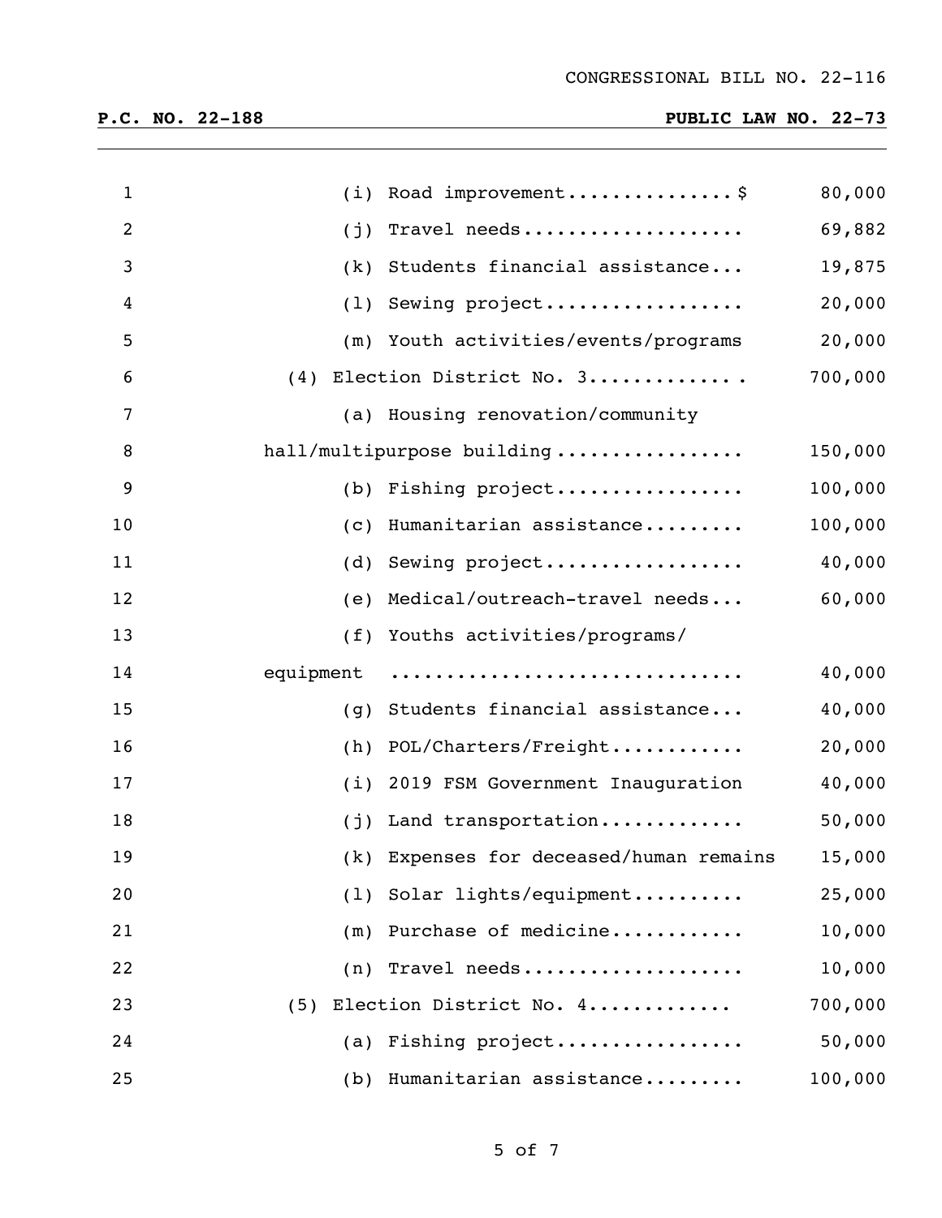| | |
|---|---:|
| (i) Road improvement...............$ | 80,000 |
| (j) Travel needs.................... | 69,882 |
| (k) Students financial assistance... | 19,875 |
| (l) Sewing project.................. | 20,000 |
| (m) Youth activities/events/programs | 20,000 |
| (4) Election District No. 3............. | 700,000 |
| (a) Housing renovation/community hall/multipurpose building................. | 150,000 |
| (b) Fishing project................. | 100,000 |
| (c) Humanitarian assistance......... | 100,000 |
| (d) Sewing project.................. | 40,000 |
| (e) Medical/outreach-travel needs... | 60,000 |
| (f) Youths activities/programs/ equipment .............................. | 40,000 |
| (g) Students financial assistance... | 40,000 |
| (h) POL/Charters/Freight............ | 20,000 |
| (i) 2019 FSM Government Inauguration | 40,000 |
| (j) Land transportation............. | 50,000 |
| (k) Expenses for deceased/human remains | 15,000 |
| (l) Solar lights/equipment.......... | 25,000 |
| (m) Purchase of medicine............ | 10,000 |
| (n) Travel needs.................... | 10,000 |
| (5) Election District No. 4............ | 700,000 |
| (a) Fishing project................. | 50,000 |
| (b) Humanitarian assistance......... | 100,000 |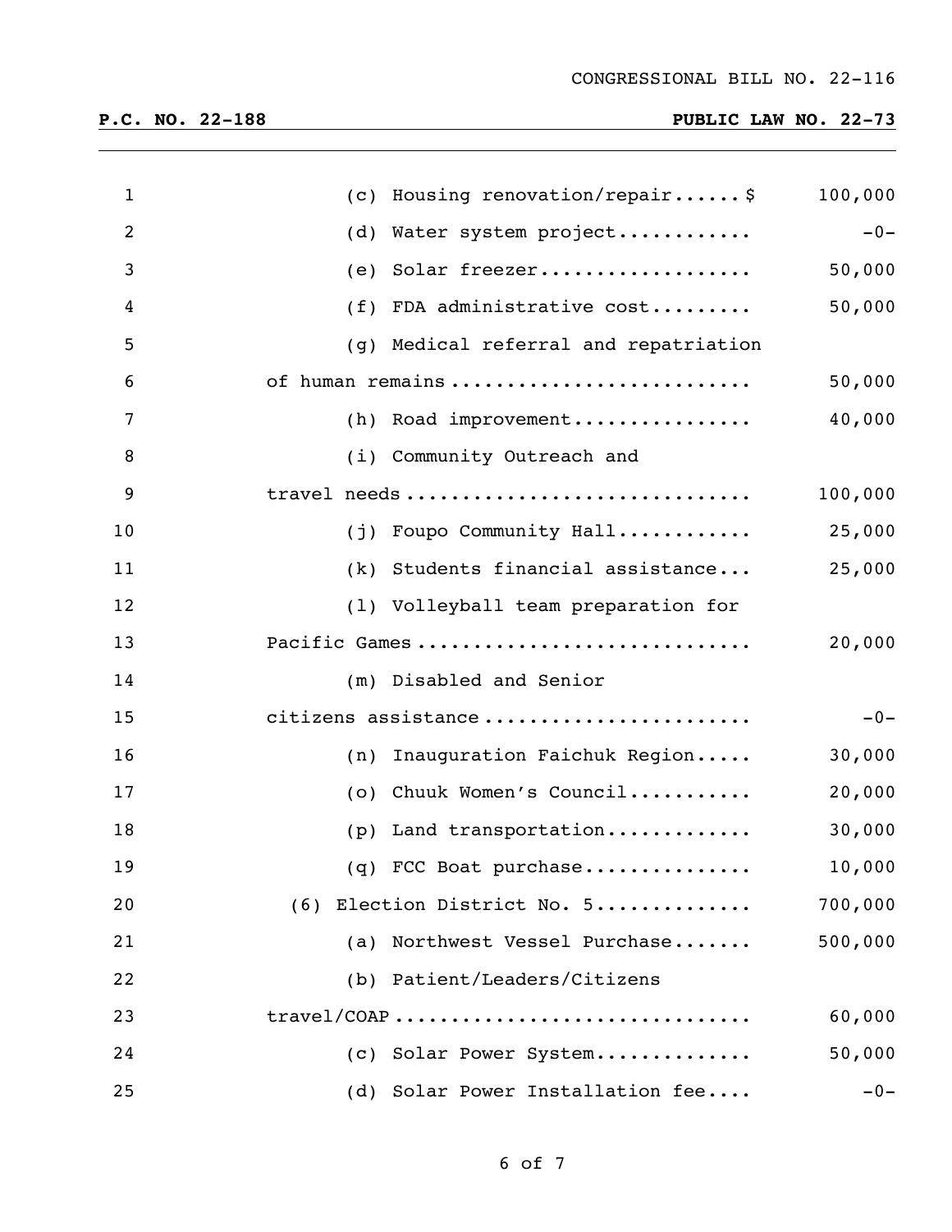CONGRESSIONAL BILL NO. 22-116

**P.C. NO. 22-188** **PUBLIC LAW NO. 22-73**

| | |
|---|---|
| (c) Housing renovation/repair......$ | 100,000 |
| (d) Water system project........... | -0- |
| (e) Solar freezer.................. | 50,000 |
| (f) FDA administrative cost......... | 50,000 |
| (g) Medical referral and repatriation of human remains ......................... | 50,000 |
| (h) Road improvement................ | 40,000 |
| (i) Community Outreach and travel needs ............................. | 100,000 |
| (j) Foupo Community Hall............ | 25,000 |
| (k) Students financial assistance... | 25,000 |
| (l) Volleyball team preparation for Pacific Games ............................ | 20,000 |
| (m) Disabled and Senior citizens assistance ...................... | -0- |
| (n) Inauguration Faichuk Region..... | 30,000 |
| (o) Chuuk Women's Council........... | 20,000 |
| (p) Land transportation............. | 30,000 |
| (q) FCC Boat purchase............... | 10,000 |
| (6) Election District No. 5............. | 700,000 |
| (a) Northwest Vessel Purchase....... | 500,000 |
| (b) Patient/Leaders/Citizens travel/COAP .............................. | 60,000 |
| (c) Solar Power System............. | 50,000 |
| (d) Solar Power Installation fee.... | -0- |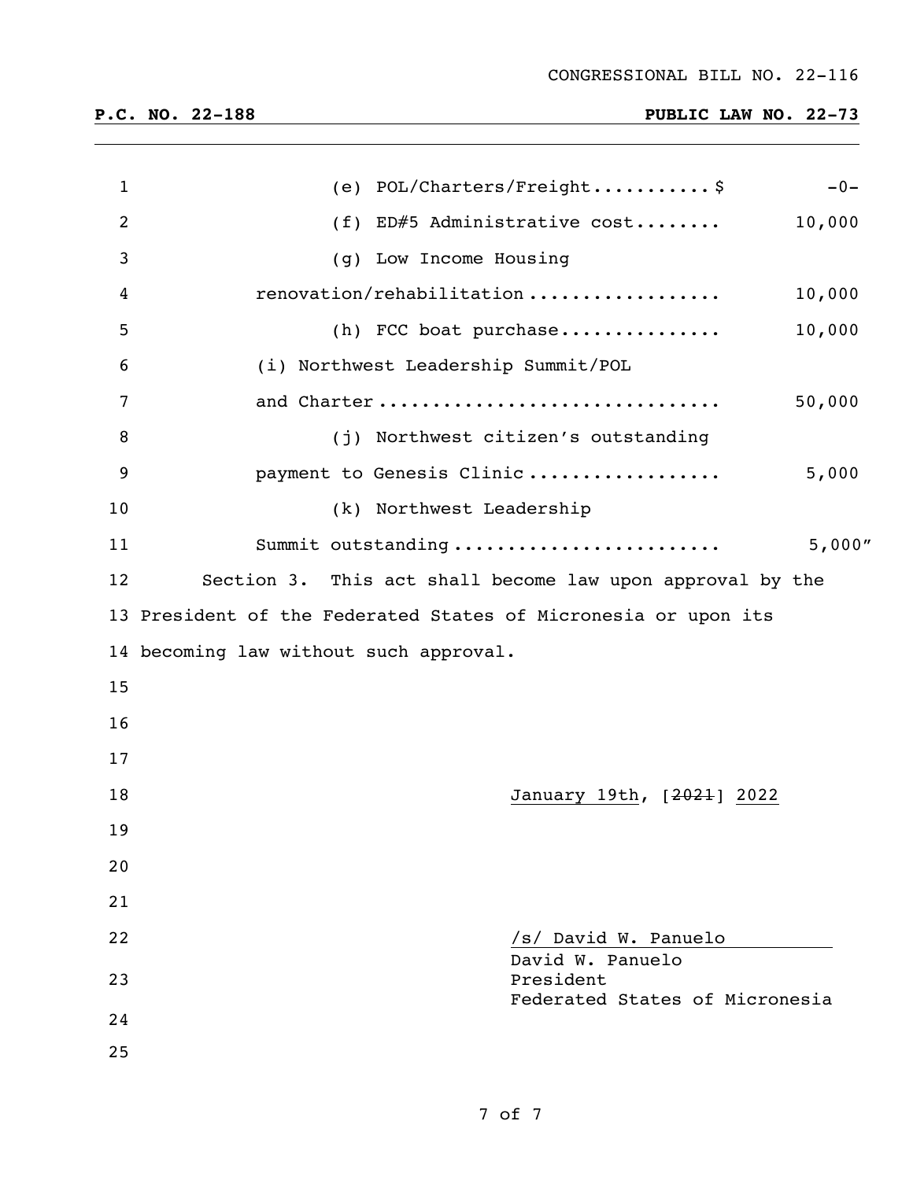CONGRESSIONAL BILL NO. 22-116

**P.C. NO. 22-188** **PUBLIC LAW NO. 22-73**

| | |
|---|---|
| (e) POL/Charters/Freight...........$ | -0- |
| (f) ED#5 Administrative cost........ | 10,000 |
| (g) Low Income Housing renovation/rehabilitation.................. | 10,000 |
| (h) FCC boat purchase............... | 10,000 |
| (i) Northwest Leadership Summit/POL and Charter............................... | 50,000 |
| (j) Northwest citizen's outstanding payment to Genesis Clinic.................. | 5,000 |
| (k) Northwest Leadership Summit outstanding........................ | 5,000" |

Section 3. This act shall become law upon approval by the President of the Federated States of Micronesia or upon its becoming law without such approval.

January 19th, [~~2021~~] 2022

/s/ David W. Panuelo
David W. Panuelo
President
Federated States of Micronesia